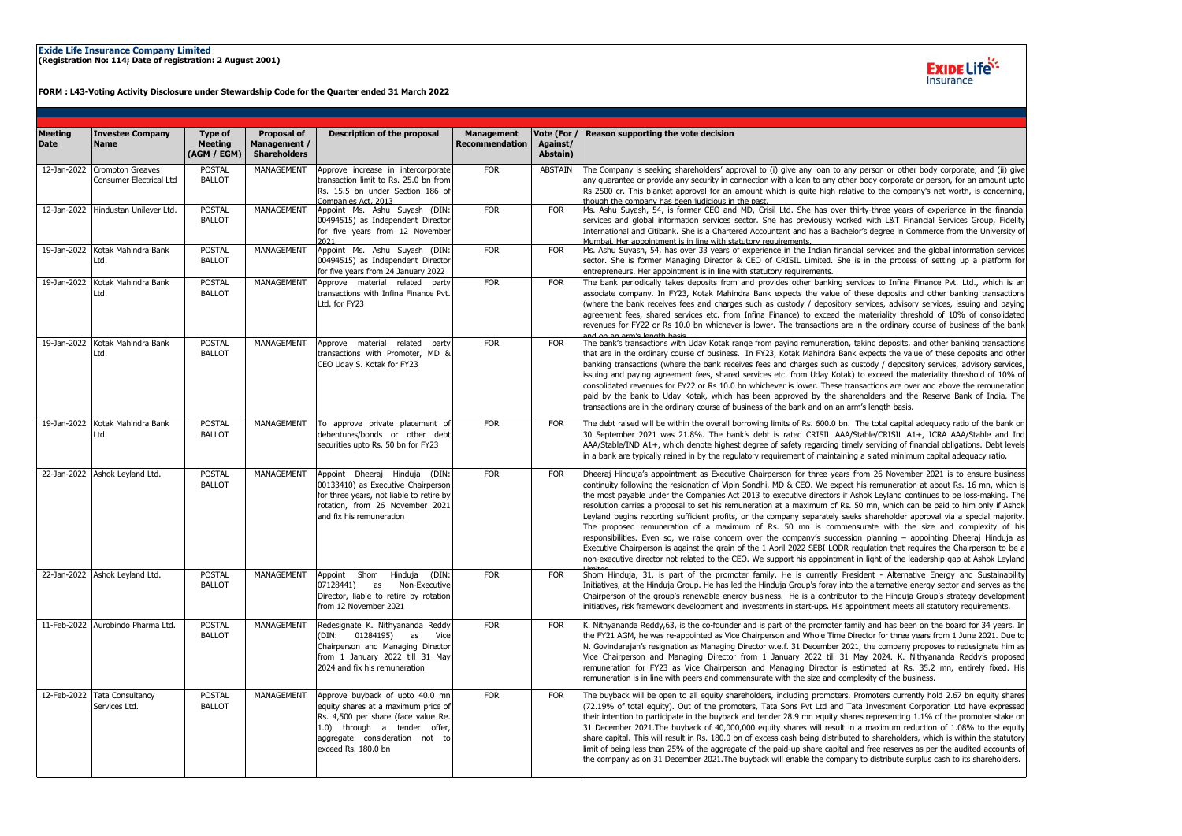**Exide Life Insurance Company Limited**
**(Registration No: 114; Date of registration: 2 August 2001)**

**FORM : L43-Voting Activity Disclosure under Stewardship Code for the Quarter ended 31 March 2022**

| Meeting Date | Investee Company Name | Type of Meeting (AGM / EGM) | Proposal of Management / Shareholders | Description of the proposal | Management Recommendation | Vote (For / Against/ Abstain) | Reason supporting the vote decision |
|---|---|---|---|---|---|---|---|
| 12-Jan-2022 | Crompton Greaves Consumer Electrical Ltd | POSTAL BALLOT | MANAGEMENT | Approve increase in intercorporate transaction limit to Rs. 25.0 bn from Rs. 15.5 bn under Section 186 of Companies Act, 2013 | FOR | ABSTAIN | The Company is seeking shareholders' approval to (i) give any loan to any person or other body corporate; and (ii) give any guarantee or provide any security in connection with a loan to any other body corporate or person, for an amount upto Rs 2500 cr. This blanket approval for an amount which is quite high relative to the company's net worth, is concerning, though the company has been judicious in the past. |
| 12-Jan-2022 | Hindustan Unilever Ltd. | POSTAL BALLOT | MANAGEMENT | Appoint Ms. Ashu Suyash (DIN: 00494515) as Independent Director for five years from 12 November 2021 | FOR | FOR | Ms. Ashu Suyash, 54, is former CEO and MD, Crisil Ltd. She has over thirty-three years of experience in the financial services and global information services sector. She has previously worked with L&T Financial Services Group, Fidelity International and Citibank. She is a Chartered Accountant and has a Bachelor's degree in Commerce from the University of Mumbai. Her appointment is in line with statutory requirements. |
| 19-Jan-2022 | Kotak Mahindra Bank Ltd. | POSTAL BALLOT | MANAGEMENT | Appoint Ms. Ashu Suyash (DIN: 00494515) as Independent Director for five years from 24 January 2022 | FOR | FOR | Ms. Ashu Suyash, 54, has over 33 years of experience in the Indian financial services and the global information services sector. She is former Managing Director & CEO of CRISIL Limited. She is in the process of setting up a platform for entrepreneurs. Her appointment is in line with statutory requirements. |
| 19-Jan-2022 | Kotak Mahindra Bank Ltd. | POSTAL BALLOT | MANAGEMENT | Approve material related party transactions with Infina Finance Pvt. Ltd. for FY23 | FOR | FOR | The bank periodically takes deposits from and provides other banking services to Infina Finance Pvt. Ltd., which is an associate company. In FY23, Kotak Mahindra Bank expects the value of these deposits and other banking transactions (where the bank receives fees and charges such as custody / depository services, advisory services, issuing and paying agreement fees, shared services etc. from Infina Finance) to exceed the materiality threshold of 10% of consolidated revenues for FY22 or Rs 10.0 bn whichever is lower. The transactions are in the ordinary course of business of the bank and on an arm's length basis. |
| 19-Jan-2022 | Kotak Mahindra Bank Ltd. | POSTAL BALLOT | MANAGEMENT | Approve material related party transactions with Promoter, MD & CEO Uday S. Kotak for FY23 | FOR | FOR | The bank's transactions with Uday Kotak range from paying remuneration, taking deposits, and other banking transactions that are in the ordinary course of business. In FY23, Kotak Mahindra Bank expects the value of these deposits and other banking transactions (where the bank receives fees and charges such as custody / depository services, advisory services, issuing and paying agreement fees, shared services etc. from Uday Kotak) to exceed the materiality threshold of 10% of consolidated revenues for FY22 or Rs 10.0 bn whichever is lower. These transactions are over and above the remuneration paid by the bank to Uday Kotak, which has been approved by the shareholders and the Reserve Bank of India. The transactions are in the ordinary course of business of the bank and on an arm's length basis. |
| 19-Jan-2022 | Kotak Mahindra Bank Ltd. | POSTAL BALLOT | MANAGEMENT | To approve private placement of debentures/bonds or other debt securities upto Rs. 50 bn for FY23 | FOR | FOR | The debt raised will be within the overall borrowing limits of Rs. 600.0 bn. The total capital adequacy ratio of the bank on 30 September 2021 was 21.8%. The bank's debt is rated CRISIL AAA/Stable/CRISIL A1+, ICRA AAA/Stable and Ind AAA/Stable/IND A1+, which denote highest degree of safety regarding timely servicing of financial obligations. Debt levels in a bank are typically reined in by the regulatory requirement of maintaining a slated minimum capital adequacy ratio. |
| 22-Jan-2022 | Ashok Leyland Ltd. | POSTAL BALLOT | MANAGEMENT | Appoint Dheeraj Hinduja (DIN: 00133410) as Executive Chairperson for three years, not liable to retire by rotation, from 26 November 2021 and fix his remuneration | FOR | FOR | Dheeraj Hinduja's appointment as Executive Chairperson for three years from 26 November 2021 is to ensure business continuity following the resignation of Vipin Sondhi, MD & CEO. We expect his remuneration at about Rs. 16 mn, which is the most payable under the Companies Act 2013 to executive directors if Ashok Leyland continues to be loss-making. The resolution carries a proposal to set his remuneration at a maximum of Rs. 50 mn, which can be paid to him only if Ashok Leyland begins reporting sufficient profits, or the company separately seeks shareholder approval via a special majority. The proposed remuneration of a maximum of Rs. 50 mn is commensurate with the size and complexity of his responsibilities. Even so, we raise concern over the company's succession planning – appointing Dheeraj Hinduja as Executive Chairperson is against the grain of the 1 April 2022 SEBI LODR regulation that requires the Chairperson to be a non-executive director not related to the CEO. We support his appointment in light of the leadership gap at Ashok Leyland Limited |
| 22-Jan-2022 | Ashok Leyland Ltd. | POSTAL BALLOT | MANAGEMENT | Appoint Shom Hinduja (DIN: 07128441) as Non-Executive Director, liable to retire by rotation from 12 November 2021 | FOR | FOR | Shom Hinduja, 31, is part of the promoter family. He is currently President - Alternative Energy and Sustainability Initiatives, at the Hinduja Group. He has led the Hinduja Group's foray into the alternative energy sector and serves as the Chairperson of the group's renewable energy business. He is a contributor to the Hinduja Group's strategy development initiatives, risk framework development and investments in start-ups. His appointment meets all statutory requirements. |
| 11-Feb-2022 | Aurobindo Pharma Ltd. | POSTAL BALLOT | MANAGEMENT | Redesignate K. Nithyananda Reddy (DIN: 01284195) as Vice Chairperson and Managing Director from 1 January 2022 till 31 May 2024 and fix his remuneration | FOR | FOR | K. Nithyananda Reddy,63, is the co-founder and is part of the promoter family and has been on the board for 34 years. In the FY21 AGM, he was re-appointed as Vice Chairperson and Whole Time Director for three years from 1 June 2021. Due to N. Govindarajan's resignation as Managing Director w.e.f. 31 December 2021, the company proposes to redesignate him as Vice Chairperson and Managing Director from 1 January 2022 till 31 May 2024. K. Nithyananda Reddy's proposed remuneration for FY23 as Vice Chairperson and Managing Director is estimated at Rs. 35.2 mn, entirely fixed. His remuneration is in line with peers and commensurate with the size and complexity of the business. |
| 12-Feb-2022 | Tata Consultancy Services Ltd. | POSTAL BALLOT | MANAGEMENT | Approve buyback of upto 40.0 mn equity shares at a maximum price of Rs. 4,500 per share (face value Re. 1.0) through a tender offer, aggregate consideration not to exceed Rs. 180.0 bn | FOR | FOR | The buyback will be open to all equity shareholders, including promoters. Promoters currently hold 2.67 bn equity shares (72.19% of total equity). Out of the promoters, Tata Sons Pvt Ltd and Tata Investment Corporation Ltd have expressed their intention to participate in the buyback and tender 28.9 mn equity shares representing 1.1% of the promoter stake on 31 December 2021.The buyback of 40,000,000 equity shares will result in a maximum reduction of 1.08% to the equity share capital. This will result in Rs. 180.0 bn of excess cash being distributed to shareholders, which is within the statutory limit of being less than 25% of the aggregate of the paid-up share capital and free reserves as per the audited accounts of the company as on 31 December 2021.The buyback will enable the company to distribute surplus cash to its shareholders. |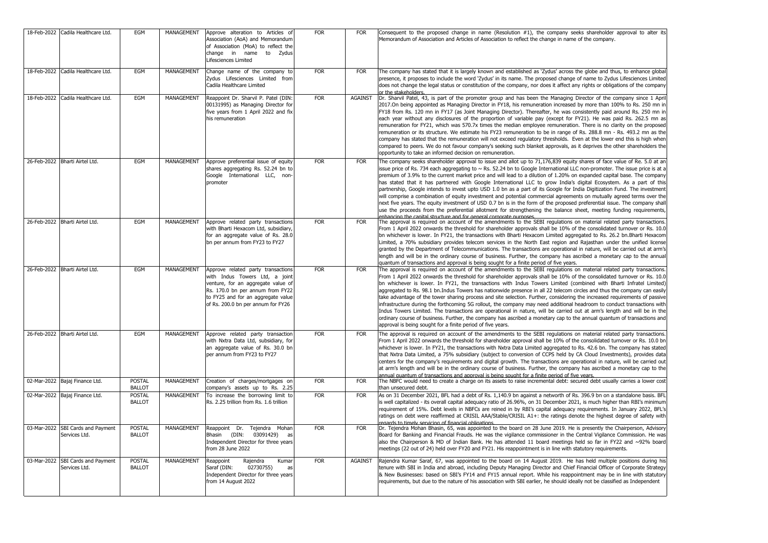| | | | | | | | |
|---|---|---|---|---|---|---|---|
| 18-Feb-2022 | Cadila Healthcare Ltd. | EGM | MANAGEMENT | Approve alteration to Articles of Association (AoA) and Memorandum of Association (MoA) to reflect the change in name to Zydus Lifesciences Limited | FOR | FOR | Consequent to the proposed change in name (Resolution #1), the company seeks shareholder approval to alter its Memorandum of Association and Articles of Association to reflect the change in name of the company. |
| 18-Feb-2022 | Cadila Healthcare Ltd. | EGM | MANAGEMENT | Change name of the company to Zydus Lifesciences Limited from Cadila Healthcare Limited | FOR | FOR | The company has stated that it is largely known and established as 'Zydus' across the globe and thus, to enhance global presence, it proposes to include the word 'Zydus' in its name. The proposed change of name to Zydus Lifesciences Limited does not change the legal status or constitution of the company, nor does it affect any rights or obligations of the company or the stakeholders. |
| 18-Feb-2022 | Cadila Healthcare Ltd. | EGM | MANAGEMENT | Reappoint Dr. Sharvil P. Patel (DIN: 00131995) as Managing Director for five years from 1 April 2022 and fix his remuneration | FOR | AGAINST | Dr. Sharvil Patel, 43, is part of the promoter group and has been the Managing Director of the company since 1 April 2017.On being appointed as Managing Director in FY18, his remuneration increased by more than 100% to Rs. 250 mn in FY18 from Rs. 120 mn in FY17 (as Joint Managing Director). Thereafter, he was consistently paid around Rs. 250 mn in each year without any disclosures of the proportion of variable pay (except for FY21). He was paid Rs. 262.5 mn as remuneration for FY21, which was 570.7x times the median employee remuneration. There is no clarity on the proposed remuneration or its structure. We estimate his FY23 remuneration to be in range of Rs. 288.8 mn - Rs. 493.2 mn as the company has stated that the remuneration will not exceed regulatory thresholds. Even at the lower end this is high when compared to peers. We do not favour company's seeking such blanket approvals, as it deprives the other shareholders the opportunity to take an informed decision on remuneration. |
| 26-Feb-2022 | Bharti Airtel Ltd. | EGM | MANAGEMENT | Approve preferential issue of equity shares aggregating Rs. 52.24 bn to Google International LLC, non-promoter | FOR | FOR | The company seeks shareholder approval to issue and allot up to 71,176,839 equity shares of face value of Re. 5.0 at an issue price of Rs. 734 each aggregating to ~ Rs. 52.24 bn to Google International LLC non-promoter. The issue price is at a premium of 3.9% to the current market price and will lead to a dilution of 1.20% on expanded capital base. The company has stated that it has partnered with Google International LLC to grow India's digital Ecosystem. As a part of this partnership, Google intends to invest upto USD 1.0 bn as a part of its Google for India Digitization Fund. The investment will comprise a combination of equity investment and potential commercial agreements on mutually agreed terms over the next five years. The equity investment of USD 0.7 bn is in the form of the proposed preferential issue. The company shall use the proceeds from the preferential allotment for strengthening the balance sheet, meeting funding requirements, enhancing the capital structure and for general corporate purposes. |
| 26-Feb-2022 | Bharti Airtel Ltd. | EGM | MANAGEMENT | Approve related party transactions with Bharti Hexacom Ltd, subsidiary, for an aggregate value of Rs. 28.0 bn per annum from FY23 to FY27 | FOR | FOR | The approval is required on account of the amendments to the SEBI regulations on material related party transactions. From 1 April 2022 onwards the threshold for shareholder approvals shall be 10% of the consolidated turnover or Rs. 10.0 bn whichever is lower. In FY21, the transactions with Bharti Hexacom Limited aggregated to Rs. 26.2 bn.Bharti Hexacom Limited, a 70% subsidiary provides telecom services in the North East region and Rajasthan under the unified license granted by the Department of Telecommunications. The transactions are operational in nature, will be carried out at arm's length and will be in the ordinary course of business. Further, the company has ascribed a monetary cap to the annual quantum of transactions and approval is being sought for a finite period of five years. |
| 26-Feb-2022 | Bharti Airtel Ltd. | EGM | MANAGEMENT | Approve related party transactions with Indus Towers Ltd, a joint venture, for an aggregate value of Rs. 170.0 bn per annum from FY22 to FY25 and for an aggregate value of Rs. 200.0 bn per annum for FY26 | FOR | FOR | The approval is required on account of the amendments to the SEBI regulations on material related party transactions. From 1 April 2022 onwards the threshold for shareholder approvals shall be 10% of the consolidated turnover or Rs. 10.0 bn whichever is lower. In FY21, the transactions with Indus Towers Limited (combined with Bharti Infratel Limited) aggregated to Rs. 98.1 bn.Indus Towers has nationwide presence in all 22 telecom circles and thus the company can easily take advantage of the tower sharing process and site selection. Further, considering the increased requirements of passive infrastructure during the forthcoming 5G rollout, the company may need additional headroom to conduct transactions with Indus Towers Limited. The transactions are operational in nature, will be carried out at arm's length and will be in the ordinary course of business. Further, the company has ascribed a monetary cap to the annual quantum of transactions and approval is being sought for a finite period of five years. |
| 26-Feb-2022 | Bharti Airtel Ltd. | EGM | MANAGEMENT | Approve related party transaction with Nxtra Data Ltd, subsidiary, for an aggregate value of Rs. 30.0 bn per annum from FY23 to FY27 | FOR | FOR | The approval is required on account of the amendments to the SEBI regulations on material related party transactions. From 1 April 2022 onwards the threshold for shareholder approval shall be 10% of the consolidated turnover or Rs. 10.0 bn whichever is lower. In FY21, the transactions with Nxtra Data Limited aggregated to Rs. 42.6 bn. The company has stated that Nxtra Data Limited, a 75% subsidiary (subject to conversion of CCPS held by CA Cloud Investments), provides data centers for the company's requirements and digital growth. The transactions are operational in nature, will be carried out at arm's length and will be in the ordinary course of business. Further, the company has ascribed a monetary cap to the annual quantum of transactions and approval is being sought for a finite period of five years. |
| 02-Mar-2022 | Bajaj Finance Ltd. | POSTAL BALLOT | MANAGEMENT | Creation of charges/mortgages on company's assets up to Rs. 2.25 | FOR | FOR | The NBFC would need to create a charge on its assets to raise incremental debt: secured debt usually carries a lower cost than unsecured debt. |
| 02-Mar-2022 | Bajaj Finance Ltd. | POSTAL BALLOT | MANAGEMENT | To increase the borrowing limit to Rs. 2.25 trillion from Rs. 1.6 trillion | FOR | FOR | As on 31 December 2021, BFL had a debt of Rs. 1,140.9 bn against a networth of Rs. 396.9 bn on a standalone basis. BFL is well capitalized - its overall capital adequacy ratio of 26.96%, on 31 December 2021, is much higher than RBI's minimum requirement of 15%. Debt levels in NBFCs are reined in by RBI's capital adequacy requirements. In January 2022, BFL's ratings on debt were reaffirmed at CRISIL AAA/Stable/CRISIL A1+: the ratings denote the highest degree of safety with regards to timely servicing of financial obligations. |
| 03-Mar-2022 | SBI Cards and Payment Services Ltd. | POSTAL BALLOT | MANAGEMENT | Reappoint Dr. Tejendra Mohan Bhasin (DIN: 03091429) as Independent Director for three years from 28 June 2022 | FOR | FOR | Dr. Tejendra Mohan Bhasin, 65, was appointed to the board on 28 June 2019. He is presently the Chairperson, Advisory Board for Banking and Financial Frauds. He was the vigilance commissioner in the Central Vigilance Commission. He was also the Chairperson & MD of Indian Bank. He has attended 11 board meetings held so far in FY22 and ~92% board meetings (22 out of 24) held over FY20 and FY21. His reappointment is in line with statutory requirements. |
| 03-Mar-2022 | SBI Cards and Payment Services Ltd. | POSTAL BALLOT | MANAGEMENT | Reappoint Rajendra Kumar Saraf (DIN: 02730755) as Independent Director for three years from 14 August 2022 | FOR | AGAINST | Rajendra Kumar Saraf, 67, was appointed to the board on 14 August 2019. He has held multiple positions during his tenure with SBI in India and abroad, including Deputy Managing Director and Chief Financial Officer of Corporate Strategy & New Businesses: based on SBI's FY14 and FY15 annual report. While his reappointment may be in line with statutory requirements, but due to the nature of his association with SBI earlier, he should ideally not be classified as Independent |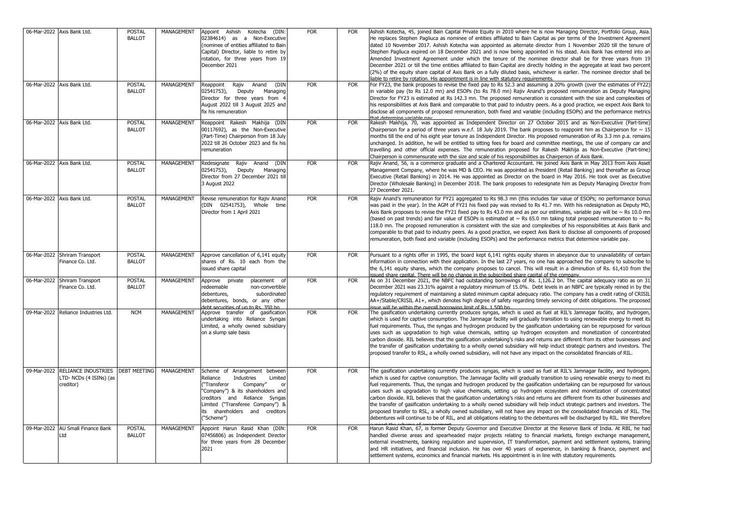| 06-Mar-2022 | Axis Bank Ltd. | POSTAL BALLOT | MANAGEMENT | Appoint Ashish Kotecha (DIN: 02384614) as a Non-Executive (nominee of entities affiliated to Bain Capital) Director, liable to retire by rotation, for three years from 19 December 2021 | FOR | FOR | Ashish Kotecha, 45, joined Bain Capital Private Equity in 2010 where he is now Managing Director, Portfolio Group, Asia. He replaces Stephen Pagliuca as nominee of entities affiliated to Bain Capital as per terms of the Investment Agreement dated 10 November 2017. Ashish Kotecha was appointed as alternate director from 1 November 2020 till the tenure of Stephen Pagliuca expired on 18 December 2021 and is now being appointed in his stead. Axis Bank has entered into an Amended Investment Agreement under which the tenure of the nominee director shall be for three years from 19 December 2021 or till the time entities affiliated to Bain Capital are directly holding in the aggregate at least two percent (2%) of the equity share capital of Axis Bank on a fully diluted basis, whichever is earlier. The nominee director shall be liable to retire by rotation. His appointment is in line with statutory requirements. |
|---|---|---|---|---|---|---|---|
| 06-Mar-2022 | Axis Bank Ltd. | POSTAL BALLOT | MANAGEMENT | Reappoint Rajiv Anand (DIN 02541753), Deputy Managing Director for three years from 4 August 2022 till 3 August 2025 and fix his remuneration | FOR | FOR | For FY23, the bank proposes to revise the fixed pay to Rs 52.3 and assuming a 20% growth (over the estimates of FY22) in variable pay (to Rs 12.0 mn) and ESOPs (to Rs 78.0 mn) Rajiv Anand's proposed remuneration as Deputy Managing Director for FY23 is estimated at Rs 142.3 mn. The proposed remuneration is consistent with the size and complexities of his responsibilities at Axis Bank and comparable to that paid to industry peers. As a good practice, we expect Axis Bank to disclose all components of proposed remuneration, both fixed and variable (including ESOPs) and the performance metrics that determine variable pay. |
| 06-Mar-2022 | Axis Bank Ltd. | POSTAL BALLOT | MANAGEMENT | Reappoint Rakesh Makhija (DIN 00117692), as the Non-Executive (Part-Time) Chairperson from 18 July 2022 till 26 October 2023 and fix his remuneration | FOR | FOR | Rakesh Makhija, 70, was appointed as Independent Director on 27 October 2015 and as Non-Executive (Part-time) Chairperson for a period of three years w.e.f. 18 July 2019. The bank proposes to reappoint him as Chairperson for ~ 15 months till the end of his eight year tenure as Independent Director. His proposed remuneration of Rs 3.3 mn p.a. remains unchanged. In addition, he will be entitled to sitting fees for board and committee meetings, the use of company car and travelling and other official expenses. The remuneration proposed for Rakesh Makhija as Non-Executive (Part-time) Chairperson is commensurate with the size and scale of his responsibilities as Chairperson of Axis Bank. |
| 06-Mar-2022 | Axis Bank Ltd. | POSTAL BALLOT | MANAGEMENT | Redesignate Rajiv Anand (DIN 02541753), Deputy Managing Director from 27 December 2021 till 3 August 2022 | FOR | FOR | Rajiv Anand, 56, is a commerce graduate and a Chartered Accountant. He joined Axis Bank in May 2013 from Axis Asset Management Company, where he was MD & CEO. He was appointed as President (Retail Banking) and thereafter as Group Executive (Retail Banking) in 2014. He was appointed as Director on the board in May 2016. He took over as Executive Director (Wholesale Banking) in December 2018. The bank proposes to redesignate him as Deputy Managing Director from 27 December 2021. |
| 06-Mar-2022 | Axis Bank Ltd. | POSTAL BALLOT | MANAGEMENT | Revise remuneration for Rajiv Anand (DIN 02541753), Whole time Director from 1 April 2021 | FOR | FOR | Rajiv Anand's remuneration for FY21 aggregated to Rs 98.3 mn (this includes fair value of ESOPs; no performance bonus was paid in the year). In the AGM of FY21 his fixed pay was revised to Rs 41.7 mn. With his redesignation as Deputy MD, Axis Bank proposes to revise the FY21 fixed pay to Rs 43.0 mn and as per our estimates, variable pay will be ~ Rs 10.0 mn (based on past trends) and fair value of ESOPs is estimated at ~ Rs 65.0 mn taking total proposed remuneration to ~ Rs 118.0 mn. The proposed remuneration is consistent with the size and complexities of his responsibilities at Axis Bank and comparable to that paid to industry peers. As a good practice, we expect Axis Bank to disclose all components of proposed remuneration, both fixed and variable (including ESOPs) and the performance metrics that determine variable pay. |
| 06-Mar-2022 | Shriram Transport Finance Co. Ltd. | POSTAL BALLOT | MANAGEMENT | Approve cancellation of 6,141 equity shares of Rs. 10 each from the issued share capital | FOR | FOR | Pursuant to a rights offer in 1995, the board kept 6,141 rights equity shares in abeyance due to unavailability of certain information in connection with their application. In the last 27 years, no one has approached the company to subscribe to the 6,141 equity shares, which the company proposes to cancel. This will result in a diminution of Rs. 61,410 from the issued share capital. There will be no change in the subscribed share capital of the company. |
| 06-Mar-2022 | Shriram Transport Finance Co. Ltd. | POSTAL BALLOT | MANAGEMENT | Approve private placement of redeemable non-convertible debentures, subordinated debentures, bonds, or any other debt securities of up to Rs. 350 bn | FOR | FOR | As on 31 December 2021, the NBFC had outstanding borrowings of Rs. 1,126.2 bn. The capital adequacy ratio as on 31 December 2021 was 23.31% against a regulatory minimum of 15.0%. Debt levels in an NBFC are typically reined in by the regulatory requirement of maintaining a slated minimum capital adequacy ratio. The company has a credit rating of CRISIL AA+/Stable/CRISIL A1+, which denotes high degree of safety regarding timely servicing of debt obligations. The proposed issue will be within the overall borrowing limit of Rs. 1,500 bn. |
| 09-Mar-2022 | Reliance Industries Ltd. | NCM | MANAGEMENT | Approve transfer of gasification undertaking into Reliance Syngas Limited, a wholly owned subsidiary on a slump sale basis | FOR | FOR | The gasification undertaking currently produces syngas, which is used as fuel at RIL's Jamnagar facility, and hydrogen, which is used for captive consumption. The Jamnagar facility will gradually transition to using renewable energy to meet its fuel requirements. Thus, the syngas and hydrogen produced by the gasification undertaking can be repurposed for various uses such as upgradation to high value chemicals, setting up hydrogen ecosystem and monetization of concentrated carbon dioxide. RIL believes that the gasification undertaking's risks and returns are different from its other businesses and the transfer of gasification undertaking to a wholly owned subsidiary will help induct strategic partners and investors. The proposed transfer to RSL, a wholly owned subsidiary, will not have any impact on the consolidated financials of RIL. |
| 09-Mar-2022 | RELIANCE INDUSTRIES LTD- NCDs (4 ISINs) (as creditor) | DEBT MEETING | MANAGEMENT | Scheme of Arrangement between Reliance Industries Limited ("Transferor Company" or "Company") & its shareholders and creditors and Reliance Syngas Limited ("Transferee Company") & its shareholders and creditors ("Scheme") | FOR | FOR | The gasification undertaking currently produces syngas, which is used as fuel at RIL's Jamnagar facility, and hydrogen, which is used for captive consumption. The Jamnagar facility will gradually transition to using renewable energy to meet its fuel requirements. Thus, the syngas and hydrogen produced by the gasification undertaking can be repurposed for various uses such as upgradation to high value chemicals, setting up hydrogen ecosystem and monetization of concentrated carbon dioxide. RIL believes that the gasification undertaking's risks and returns are different from its other businesses and the transfer of gasification undertaking to a wholly owned subsidiary will help induct strategic partners and investors. The proposed transfer to RSL, a wholly owned subsidiary, will not have any impact on the consolidated financials of RIL. The debentures will continue to be of RIL, and all obligations relating to the debentures will be discharged by RIL. We therefore support the scheme of arrangement. |
| 09-Mar-2022 | AU Small Finance Bank Ltd | POSTAL BALLOT | MANAGEMENT | Appoint Harun Rasid Khan (DIN: 07456806) as Independent Director for three years from 28 December 2021 | FOR | FOR | Harun Rasid Khan, 67, is former Deputy Governor and Executive Director at the Reserve Bank of India. At RBI, he had handled diverse areas and spearheaded major projects relating to financial markets, foreign exchange management, external investments, banking regulation and supervision, IT transformation, payment and settlement systems, training and HR initiatives, and financial inclusion. He has over 40 years of experience, in banking & finance, payment and settlement systems, economics and financial markets. His appointment is in line with statutory requirements. |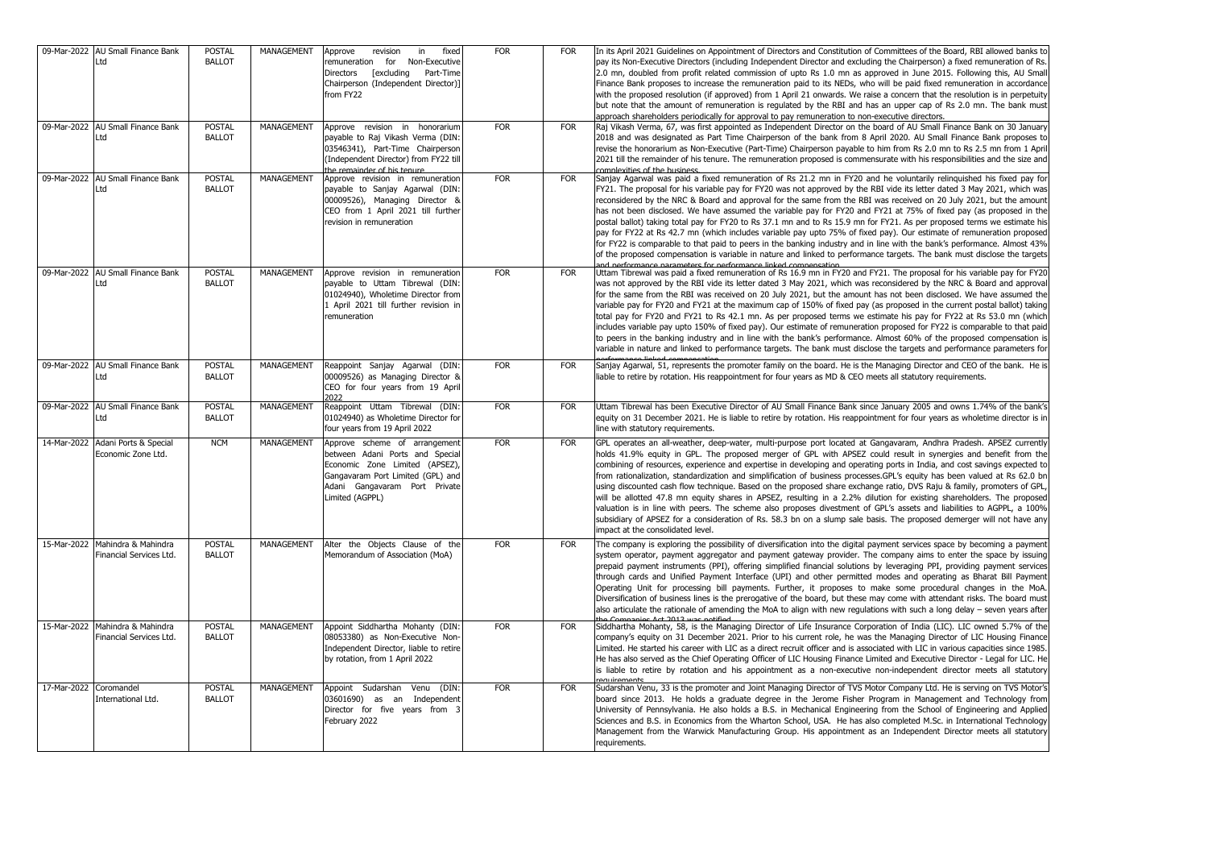| | | | | | | | |
|---|---|---|---|---|---|---|---|
| 09-Mar-2022 | AU Small Finance Bank Ltd | POSTAL BALLOT | MANAGEMENT | Approve revision in fixed remuneration for Non-Executive Directors [excluding Part-Time Chairperson (Independent Director)] from FY22 | FOR | FOR | In its April 2021 Guidelines on Appointment of Directors and Constitution of Committees of the Board, RBI allowed banks to pay its Non-Executive Directors (including Independent Director and excluding the Chairperson) a fixed remuneration of Rs. 2.0 mn, doubled from profit related commission of upto Rs 1.0 mn as approved in June 2015. Following this, AU Small Finance Bank proposes to increase the remuneration paid to its NEDs, who will be paid fixed remuneration in accordance with the proposed resolution (if approved) from 1 April 21 onwards. We raise a concern that the resolution is in perpetuity but note that the amount of remuneration is regulated by the RBI and has an upper cap of Rs 2.0 mn. The bank must approach shareholders periodically for approval to pay remuneration to non-executive directors. |
| 09-Mar-2022 | AU Small Finance Bank Ltd | POSTAL BALLOT | MANAGEMENT | Approve revision in honorarium payable to Raj Vikash Verma (DIN: 03546341), Part-Time Chairperson (Independent Director) from FY22 till the remainder of his tenure | FOR | FOR | Raj Vikash Verma, 67, was first appointed as Independent Director on the board of AU Small Finance Bank on 30 January 2018 and was designated as Part Time Chairperson of the bank from 8 April 2020. AU Small Finance Bank proposes to revise the honorarium as Non-Executive (Part-Time) Chairperson payable to him from Rs 2.0 mn to Rs 2.5 mn from 1 April 2021 till the remainder of his tenure. The remuneration proposed is commensurate with his responsibilities and the size and complexities of the business. |
| 09-Mar-2022 | AU Small Finance Bank Ltd | POSTAL BALLOT | MANAGEMENT | Approve revision in remuneration payable to Sanjay Agarwal (DIN: 00009526), Managing Director & CEO from 1 April 2021 till further revision in remuneration | FOR | FOR | Sanjay Agarwal was paid a fixed remuneration of Rs 21.2 mn in FY20 and he voluntarily relinquished his fixed pay for FY21. The proposal for his variable pay for FY20 was not approved by the RBI vide its letter dated 3 May 2021, which was reconsidered by the NRC & Board and approval for the same from the RBI was received on 20 July 2021, but the amount has not been disclosed. We have assumed the variable pay for FY20 and FY21 at 75% of fixed pay (as proposed in the postal ballot) taking total pay for FY20 to Rs 37.1 mn and to Rs 15.9 mn for FY21. As per proposed terms we estimate his pay for FY22 at Rs 42.7 mn (which includes variable pay upto 75% of fixed pay). Our estimate of remuneration proposed for FY22 is comparable to that paid to peers in the banking industry and in line with the bank's performance. Almost 43% of the proposed compensation is variable in nature and linked to performance targets. The bank must disclose the targets and performance parameters for performance linked compensation. |
| 09-Mar-2022 | AU Small Finance Bank Ltd | POSTAL BALLOT | MANAGEMENT | Approve revision in remuneration payable to Uttam Tibrewal (DIN: 01024940), Wholetime Director from 1 April 2021 till further revision in remuneration | FOR | FOR | Uttam Tibrewal was paid a fixed remuneration of Rs 16.9 mn in FY20 and FY21. The proposal for his variable pay for FY20 was not approved by the RBI vide its letter dated 3 May 2021, which was reconsidered by the NRC & Board and approval for the same from the RBI was received on 20 July 2021, but the amount has not been disclosed. We have assumed the variable pay for FY20 and FY21 at the maximum cap of 150% of fixed pay (as proposed in the current postal ballot) taking total pay for FY20 and FY21 to Rs 42.1 mn. As per proposed terms we estimate his pay for FY22 at Rs 53.0 mn (which includes variable pay upto 150% of fixed pay). Our estimate of remuneration proposed for FY22 is comparable to that paid to peers in the banking industry and in line with the bank's performance. Almost 60% of the proposed compensation is variable in nature and linked to performance targets. The bank must disclose the targets and performance parameters for performance linked compensation. |
| 09-Mar-2022 | AU Small Finance Bank Ltd | POSTAL BALLOT | MANAGEMENT | Reappoint Sanjay Agarwal (DIN: 00009526) as Managing Director & CEO for four years from 19 April 2022 | FOR | FOR | Sanjay Agarwal, 51, represents the promoter family on the board. He is the Managing Director and CEO of the bank. He is liable to retire by rotation. His reappointment for four years as MD & CEO meets all statutory requirements. |
| 09-Mar-2022 | AU Small Finance Bank Ltd | POSTAL BALLOT | MANAGEMENT | Reappoint Uttam Tibrewal (DIN: 01024940) as Wholetime Director for four years from 19 April 2022 | FOR | FOR | Uttam Tibrewal has been Executive Director of AU Small Finance Bank since January 2005 and owns 1.74% of the bank's equity on 31 December 2021. He is liable to retire by rotation. His reappointment for four years as wholetime director is in line with statutory requirements. |
| 14-Mar-2022 | Adani Ports & Special Economic Zone Ltd. | NCM | MANAGEMENT | Approve scheme of arrangement between Adani Ports and Special Economic Zone Limited (APSEZ), Gangavaram Port Limited (GPL) and Adani Gangavaram Port Private Limited (AGPPL) | FOR | FOR | GPL operates an all-weather, deep-water, multi-purpose port located at Gangavaram, Andhra Pradesh. APSEZ currently holds 41.9% equity in GPL. The proposed merger of GPL with APSEZ could result in synergies and benefit from the combining of resources, experience and expertise in developing and operating ports in India, and cost savings expected to from rationalization, standardization and simplification of business processes.GPL's equity has been valued at Rs 62.0 bn using discounted cash flow technique. Based on the proposed share exchange ratio, DVS Raju & family, promoters of GPL, will be allotted 47.8 mn equity shares in APSEZ, resulting in a 2.2% dilution for existing shareholders. The proposed valuation is in line with peers. The scheme also proposes divestment of GPL's assets and liabilities to AGPPL, a 100% subsidiary of APSEZ for a consideration of Rs. 58.3 bn on a slump sale basis. The proposed demerger will not have any impact at the consolidated level. |
| 15-Mar-2022 | Mahindra & Mahindra Financial Services Ltd. | POSTAL BALLOT | MANAGEMENT | Alter the Objects Clause of the Memorandum of Association (MoA) | FOR | FOR | The company is exploring the possibility of diversification into the digital payment services space by becoming a payment system operator, payment aggregator and payment gateway provider. The company aims to enter the space by issuing prepaid payment instruments (PPI), offering simplified financial solutions by leveraging PPI, providing payment services through cards and Unified Payment Interface (UPI) and other permitted modes and operating as Bharat Bill Payment Operating Unit for processing bill payments. Further, it proposes to make some procedural changes in the MoA. Diversification of business lines is the prerogative of the board, but these may come with attendant risks. The board must also articulate the rationale of amending the MoA to align with new regulations with such a long delay – seven years after the Companies Act 2013 was notified. |
| 15-Mar-2022 | Mahindra & Mahindra Financial Services Ltd. | POSTAL BALLOT | MANAGEMENT | Appoint Siddhartha Mohanty (DIN: 08053380) as Non-Executive Non-Independent Director, liable to retire by rotation, from 1 April 2022 | FOR | FOR | Siddhartha Mohanty, 58, is the Managing Director of Life Insurance Corporation of India (LIC). LIC owned 5.7% of the company's equity on 31 December 2021. Prior to his current role, he was the Managing Director of LIC Housing Finance Limited. He started his career with LIC as a direct recruit officer and is associated with LIC in various capacities since 1985. He has also served as the Chief Operating Officer of LIC Housing Finance Limited and Executive Director - Legal for LIC. He is liable to retire by rotation and his appointment as a non-executive non-independent director meets all statutory requirements. |
| 17-Mar-2022 | Coromandel International Ltd. | POSTAL BALLOT | MANAGEMENT | Appoint Sudarshan Venu (DIN: 03601690) as an Independent Director for five years from 3 February 2022 | FOR | FOR | Sudarshan Venu, 33 is the promoter and Joint Managing Director of TVS Motor Company Ltd. He is serving on TVS Motor's board since 2013. He holds a graduate degree in the Jerome Fisher Program in Management and Technology from University of Pennsylvania. He also holds a B.S. in Mechanical Engineering from the School of Engineering and Applied Sciences and B.S. in Economics from the Wharton School, USA. He has also completed M.Sc. in International Technology Management from the Warwick Manufacturing Group. His appointment as an Independent Director meets all statutory requirements. |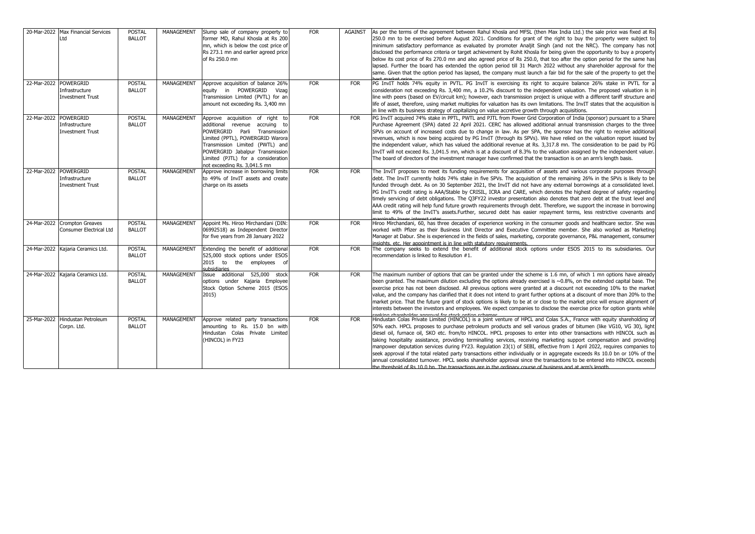| | | | | | | | |
|---|---|---|---|---|---|---|---|
| 20-Mar-2022 | Max Financial Services Ltd | POSTAL BALLOT | MANAGEMENT | Slump sale of company property to former MD, Rahul Khosla at Rs 200 mn, which is below the cost price of Rs 273.1 mn and earlier agreed price of Rs 250.0 mn | FOR | AGAINST | As per the terms of the agreement between Rahul Khosla and MFSL (then Max India Ltd.) the sale price was fixed at Rs 250.0 mn to be exercised before August 2021. Conditions for grant of the right to buy the property were subject to minimum satisfactory performance as evaluated by promoter Analjit Singh (and not the NRC). The company has not disclosed the performance criteria or target achievement by Rohit Khosla for being given the opportunity to buy a property below its cost price of Rs 270.0 mn and also agreed price of Rs 250.0, that too after the option period for the same has lapsed. Further the board has extended the option period till 31 March 2022 without any shareholder approval for the same. Given that the option period has lapsed, the company must launch a fair bid for the sale of the property to get the best market price. |
| 22-Mar-2022 | POWERGRID Infrastructure Investment Trust | POSTAL BALLOT | MANAGEMENT | Approve acquisition of balance 26% equity in POWERGRID Vizag Transmission Limited (PVTL) for an amount not exceeding Rs. 3,400 mn | FOR | FOR | PG InvIT holds 74% equity in PVTL. PG InvIT is exercising its right to acquire balance 26% stake in PVTL for a consideration not exceeding Rs. 3,400 mn, a 10.2% discount to the independent valuation. The proposed valuation is in line with peers (based on EV/circuit km); however, each transmission project is unique with a different tariff structure and life of asset, therefore, using market multiples for valuation has its own limitations. The InvIT states that the acquisition is in line with its business strategy of capitalizing on value accretive growth through acquisitions. |
| 22-Mar-2022 | POWERGRID Infrastructure Investment Trust | POSTAL BALLOT | MANAGEMENT | Approve acquisition of right to additional revenue accruing to POWERGRID Parli Transmission Limited (PPTL), POWERGRID Warora Transmission Limited (PWTL) and POWERGRID Jabalpur Transmission Limited (PJTL) for a consideration not exceeding Rs. 3,041.5 mn | FOR | FOR | PG InvIT acquired 74% stake in PPTL, PWTL and PJTL from Power Grid Corporation of India (sponsor) pursuant to a Share Purchase Agreement (SPA) dated 22 April 2021. CERC has allowed additional annual transmission charges to the three SPVs on account of increased costs due to change in law. As per SPA, the sponsor has the right to receive additional revenues, which is now being acquired by PG InvIT (through its SPVs). We have relied on the valuation report issued by the independent valuer, which has valued the additional revenue at Rs. 3,317.8 mn. The consideration to be paid by PG InvIT will not exceed Rs. 3,041.5 mn, which is at a discount of 8.3% to the valuation assigned by the independent valuer. The board of directors of the investment manager have confirmed that the transaction is on an arm's length basis. |
| 22-Mar-2022 | POWERGRID Infrastructure Investment Trust | POSTAL BALLOT | MANAGEMENT | Approve increase in borrowing limits to 49% of InvIT assets and create charge on its assets | FOR | FOR | The InvIT proposes to meet its funding requirements for acquisition of assets and various corporate purposes through debt. The InvIT currently holds 74% stake in five SPVs. The acquisition of the remaining 26% in the SPVs is likely to be funded through debt. As on 30 September 2021, the InvIT did not have any external borrowings at a consolidated level. PG InvIT's credit rating is AAA/Stable by CRISIL, ICRA and CARE, which denotes the highest degree of safety regarding timely servicing of debt obligations. The Q3FY22 investor presentation also denotes that zero debt at the trust level and AAA credit rating will help fund future growth requirements through debt. Therefore, we support the increase in borrowing limit to 49% of the InvIT's assets.Further, secured debt has easier repayment terms, less restrictive covenants and marginally lower interest rates. |
| 24-Mar-2022 | Crompton Greaves Consumer Electrical Ltd | POSTAL BALLOT | MANAGEMENT | Appoint Ms. Hiroo Mirchandani (DIN: 06992518) as Independent Director for five years from 28 January 2022 | FOR | FOR | Hiroo Mirchandani, 60, has three decades of experience working in the consumer goods and healthcare sector. She was worked with Pfizer as their Business Unit Director and Executive Committee member. She also worked as Marketing Manager at Dabur. She is experienced in the fields of sales, marketing, corporate governance, P&L management, consumer insights, etc. Her appointment is in line with statutory requirements. |
| 24-Mar-2022 | Kajaria Ceramics Ltd. | POSTAL BALLOT | MANAGEMENT | Extending the benefit of additional 525,000 stock options under ESOS 2015 to the employees of subsidiaries | FOR | FOR | The company seeks to extend the benefit of additional stock options under ESOS 2015 to its subsidiaries. Our recommendation is linked to Resolution #1. |
| 24-Mar-2022 | Kajaria Ceramics Ltd. | POSTAL BALLOT | MANAGEMENT | Issue additional 525,000 stock options under Kajaria Employee Stock Option Scheme 2015 (ESOS 2015) | FOR | FOR | The maximum number of options that can be granted under the scheme is 1.6 mn, of which 1 mn options have already been granted. The maximum dilution excluding the options already exercised is ~0.8%, on the extended capital base. The exercise price has not been disclosed. All previous options were granted at a discount not exceeding 10% to the market value, and the company has clarified that it does not intend to grant further options at a discount of more than 20% to the market price. That the future grant of stock options is likely to be at or close to the market price will ensure alignment of interests between the investors and employees. We expect companies to disclose the exercise price for option grants while seeking shareholder approval for stock option schemes. |
| 25-Mar-2022 | Hindustan Petroleum Corpn. Ltd. | POSTAL BALLOT | MANAGEMENT | Approve related party transactions amounting to Rs. 15.0 bn with Hindustan Colas Private Limited (HINCOL) in FY23 | FOR | FOR | Hindustan Colas Private Limited (HINCOL) is a joint venture of HPCL and Colas S.A., France with equity shareholding of 50% each. HPCL proposes to purchase petroleum products and sell various grades of bitumen (like VG10, VG 30), light diesel oil, furnace oil, SKO etc. from/to HINCOL. HPCL proposes to enter into other transactions with HINCOL such as taking hospitality assistance, providing terminalling services, receiving marketing support compensation and providing manpower deputation services during FY23. Regulation 23(1) of SEBI, effective from 1 April 2022, requires companies to seek approval if the total related party transactions either individually or in aggregate exceeds Rs 10.0 bn or 10% of the annual consolidated turnover. HPCL seeks shareholder approval since the transactions to be entered into HINCOL exceeds the threshold of Rs 10.0 bn. The transactions are in the ordinary course of business and at arm's length. |